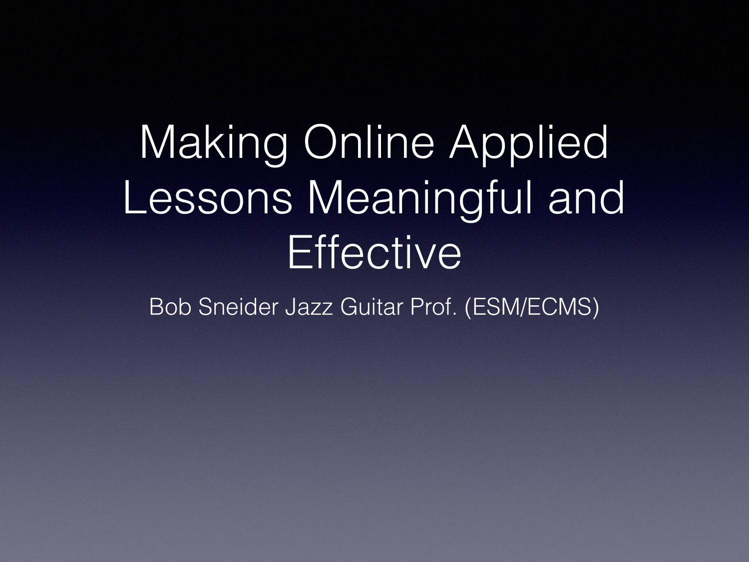# Making Online Applied Lessons Meaningful and Effective

Bob Sneider Jazz Guitar Prof. (ESM/ECMS)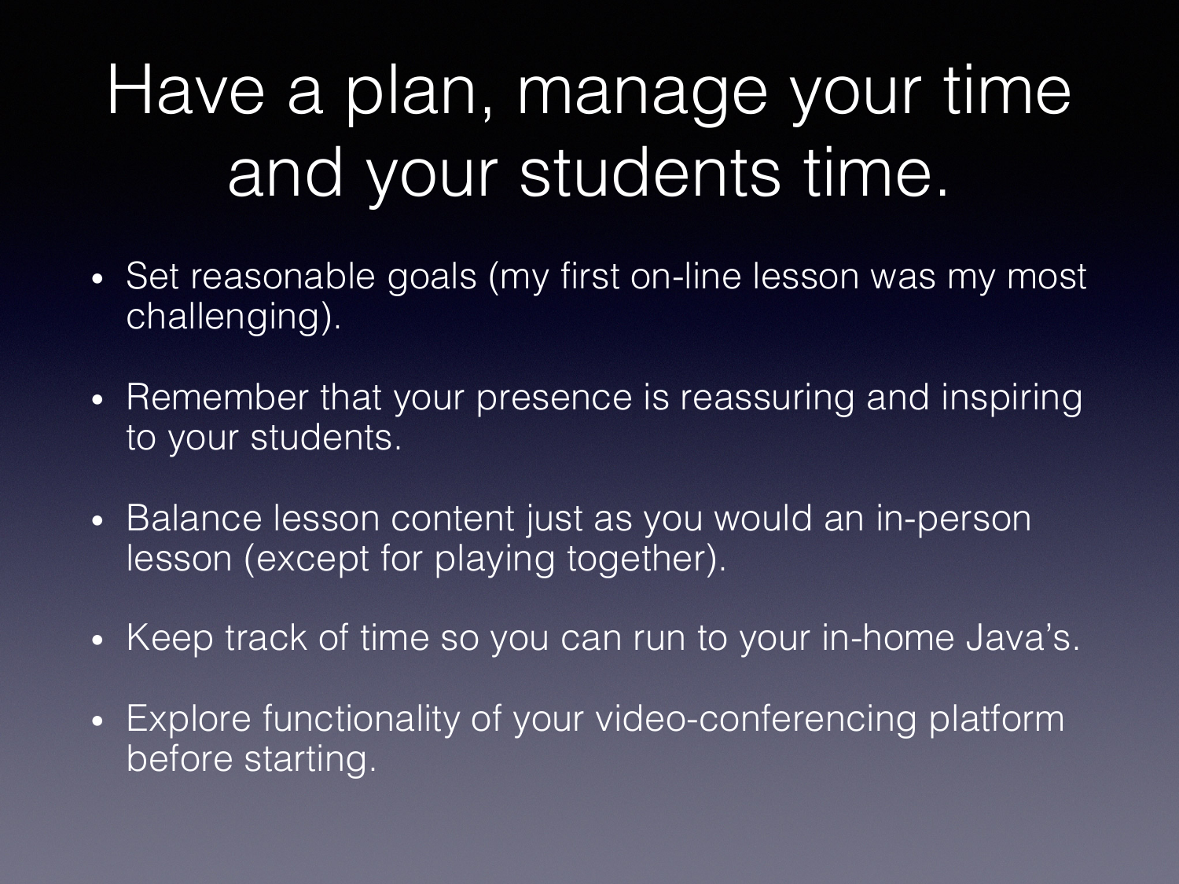# Have a plan, manage your time and your students time.

- Set reasonable goals (my first on-line lesson was my most challenging).
- Remember that your presence is reassuring and inspiring to your students.
- Balance lesson content just as you would an in-person lesson (except for playing together).
- Keep track of time so you can run to your in-home Java's.
- Explore functionality of your video-conferencing platform before starting.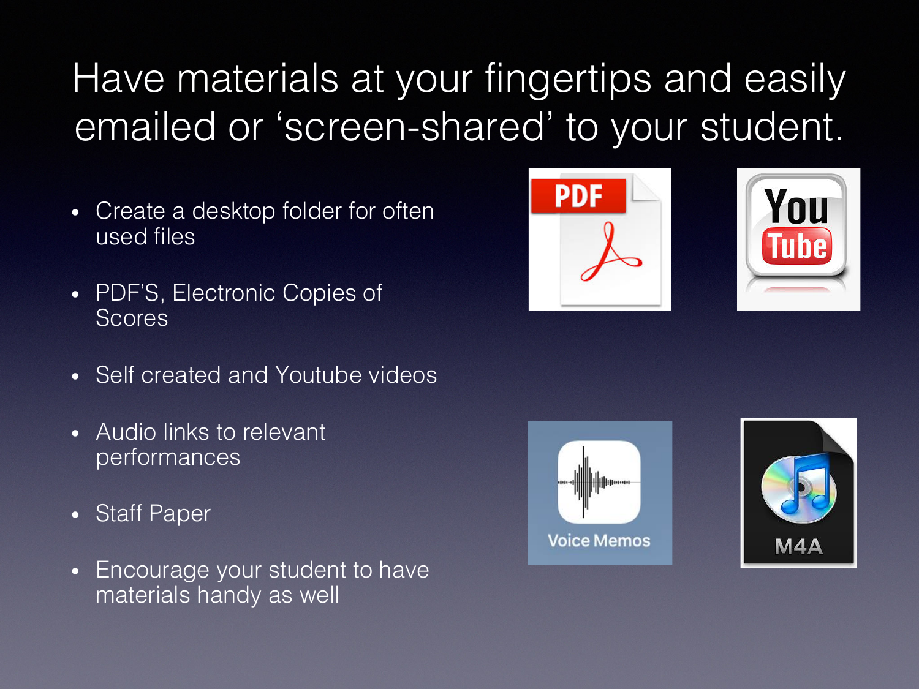# Have materials at your fingertips and easily emailed or 'screen-shared' to your student.

- Create a desktop folder for often used files
- PDF'S, Electronic Copies of Scores
- Self created and Youtube videos
- Audio links to relevant performances
- Staff Paper
- Encourage your student to have materials handy as well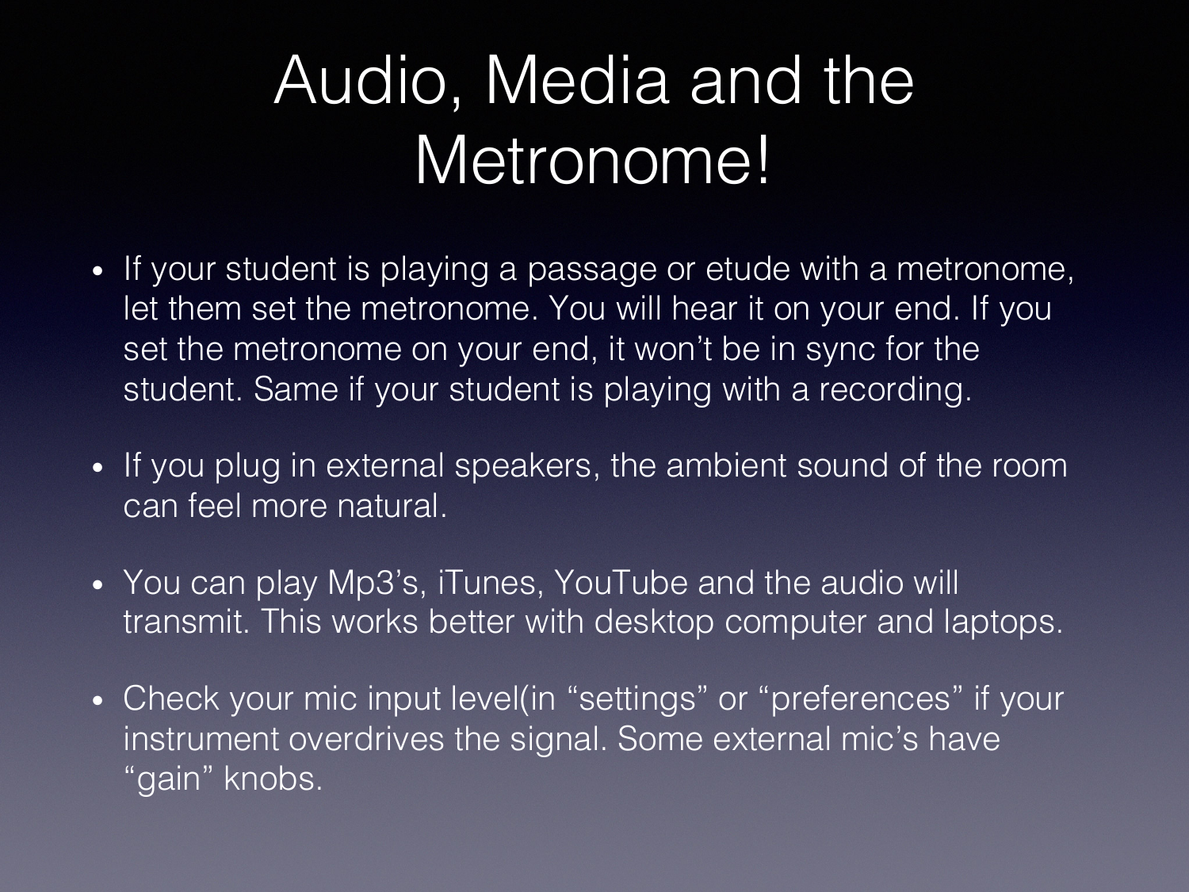# Audio, Media and the Metronome!

- If your student is playing a passage or etude with a metronome, let them set the metronome. You will hear it on your end. If you set the metronome on your end, it won't be in sync for the student. Same if your student is playing with a recording.
- If you plug in external speakers, the ambient sound of the room can feel more natural.
- You can play Mp3's, iTunes, YouTube and the audio will transmit. This works better with desktop computer and laptops.
- Check your mic input level(in "settings" or "preferences" if your instrument overdrives the signal. Some external mic's have "gain" knobs.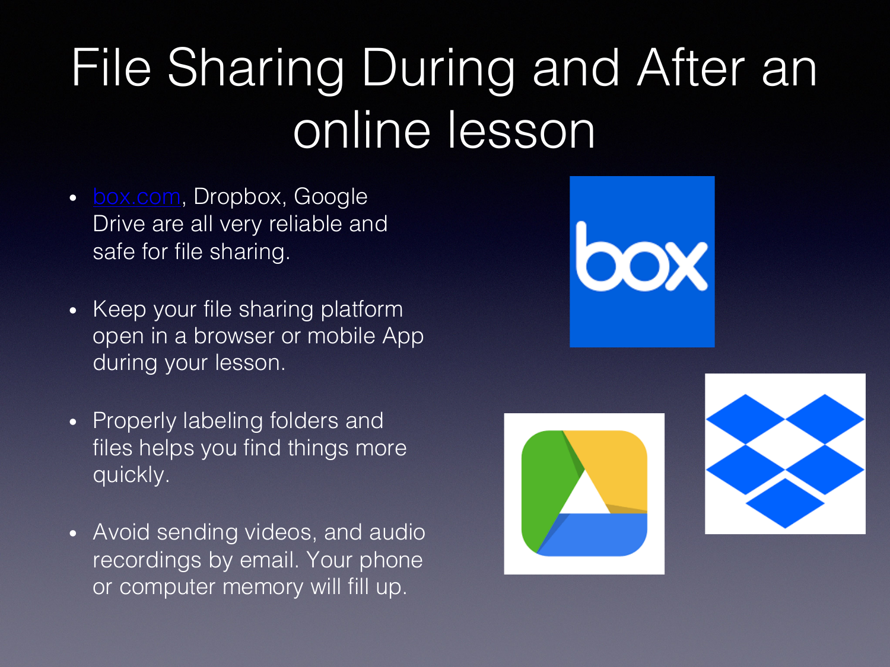# File Sharing During and After an online lesson

- [box.com](box.com), Dropbox, Google Drive are all very reliable and safe for file sharing.
- Keep your file sharing platform open in a browser or mobile App during your lesson.
- Properly labeling folders and files helps you find things more quickly.
- Avoid sending videos, and audio recordings by email. Your phone or computer memory will fill up.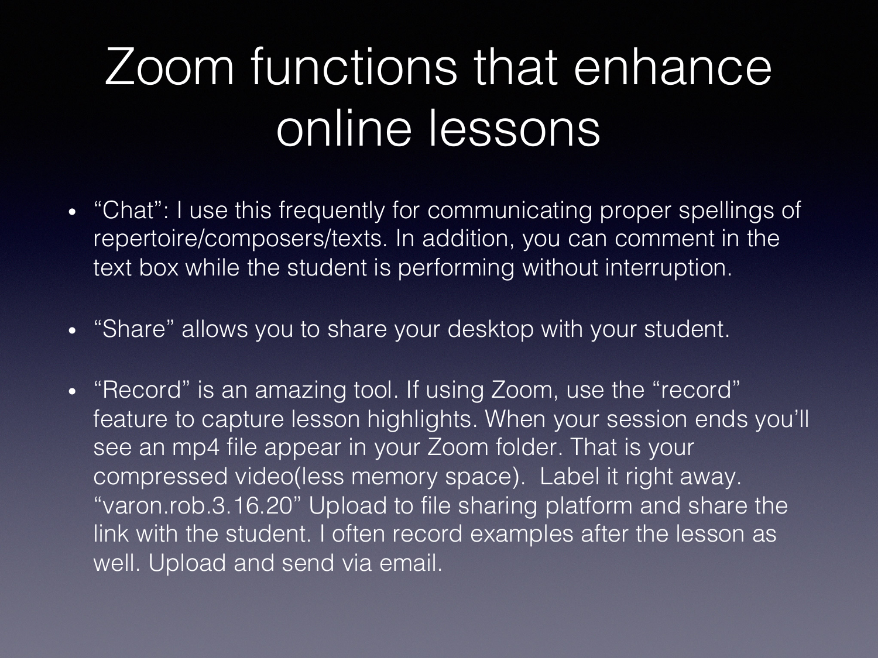# Zoom functions that enhance online lessons

- "Chat": I use this frequently for communicating proper spellings of repertoire/composers/texts. In addition, you can comment in the text box while the student is performing without interruption.

- "Share" allows you to share your desktop with your student.

- "Record" is an amazing tool. If using Zoom, use the "record" feature to capture lesson highlights. When your session ends you'll see an mp4 file appear in your Zoom folder. That is your compressed video(less memory space). Label it right away. "varon.rob.3.16.20" Upload to file sharing platform and share the link with the student. I often record examples after the lesson as well. Upload and send via email.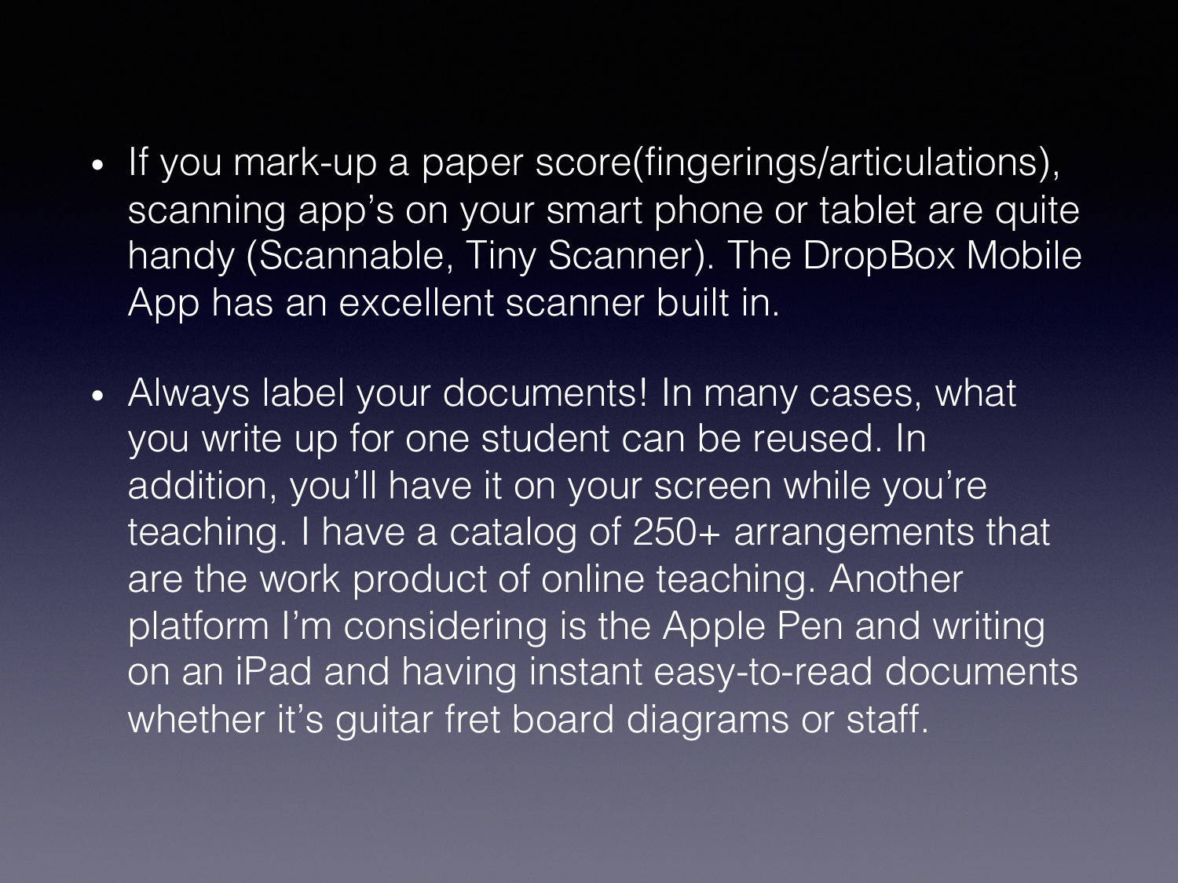- If you mark-up a paper score(fingerings/articulations), scanning app's on your smart phone or tablet are quite handy (Scannable, Tiny Scanner). The DropBox Mobile App has an excellent scanner built in.

- Always label your documents! In many cases, what you write up for one student can be reused. In addition, you'll have it on your screen while you're teaching. I have a catalog of 250+ arrangements that are the work product of online teaching. Another platform I'm considering is the Apple Pen and writing on an iPad and having instant easy-to-read documents whether it's guitar fret board diagrams or staff.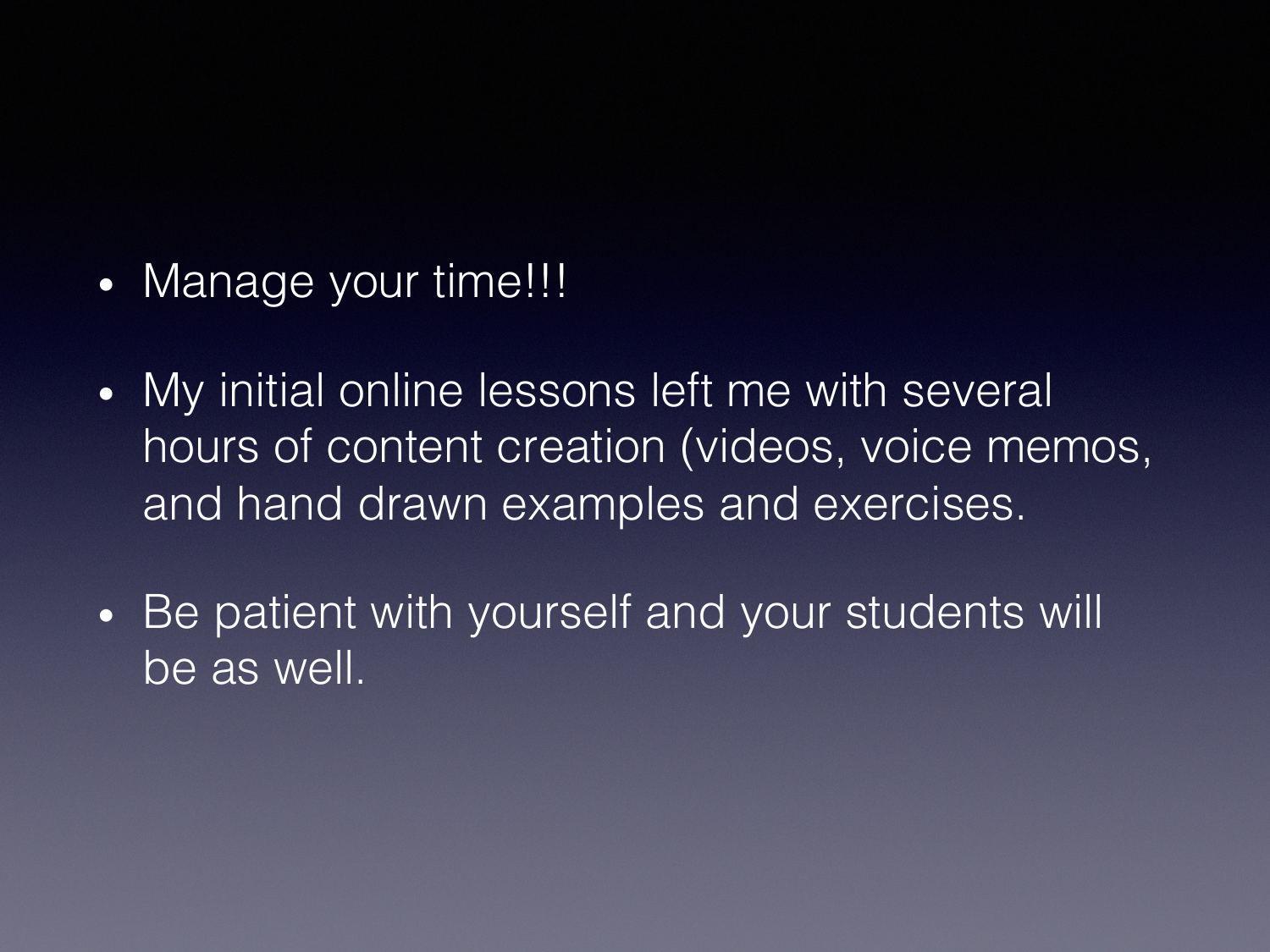- Manage your time!!!
- My initial online lessons left me with several hours of content creation (videos, voice memos, and hand drawn examples and exercises.
- Be patient with yourself and your students will be as well.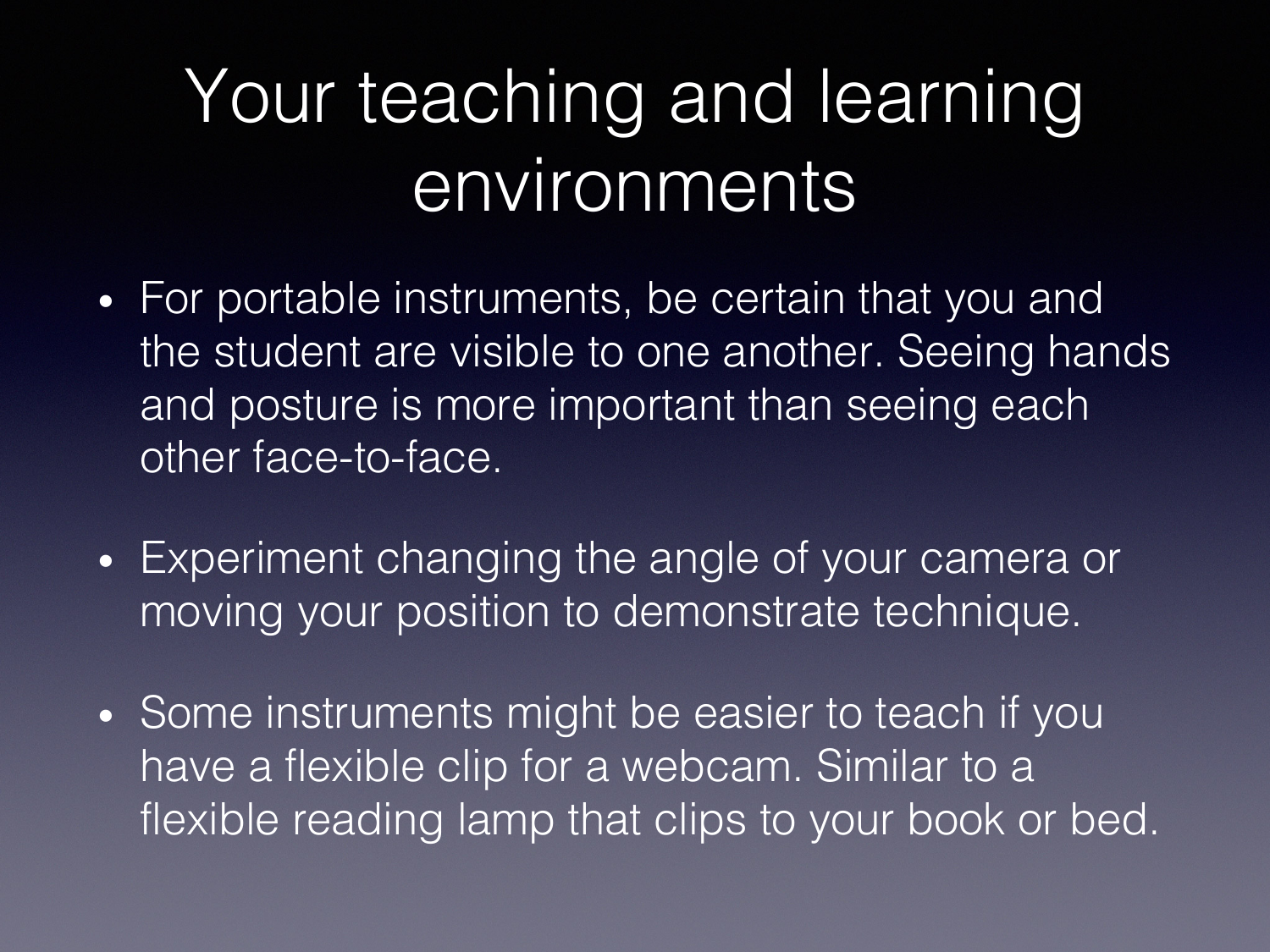# Your teaching and learning environments

- For portable instruments, be certain that you and the student are visible to one another. Seeing hands and posture is more important than seeing each other face-to-face.
- Experiment changing the angle of your camera or moving your position to demonstrate technique.
- Some instruments might be easier to teach if you have a flexible clip for a webcam. Similar to a flexible reading lamp that clips to your book or bed.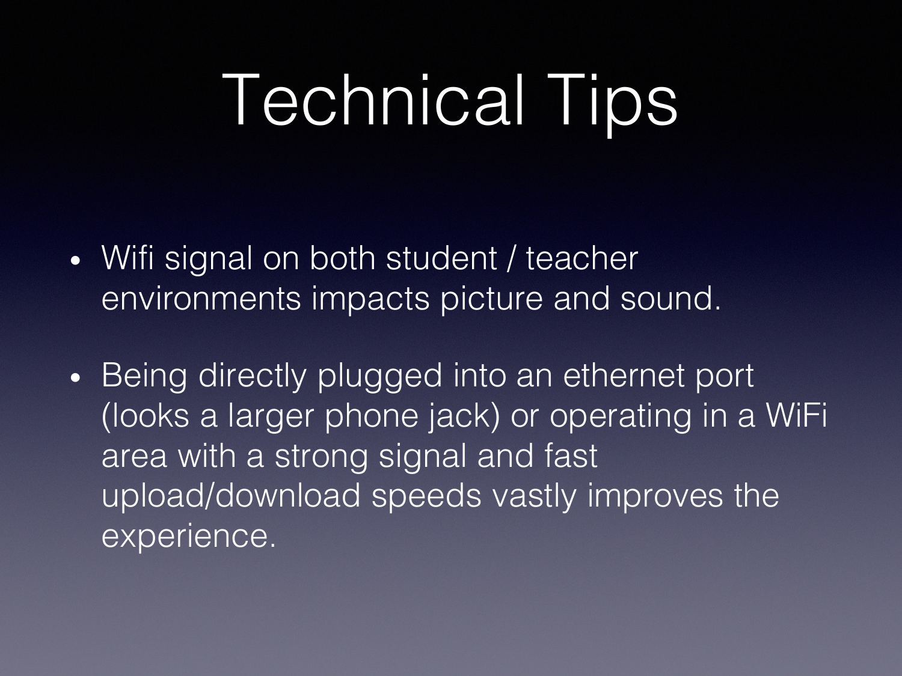# Technical Tips

- Wifi signal on both student / teacher environments impacts picture and sound.
- Being directly plugged into an ethernet port (looks a larger phone jack) or operating in a WiFi area with a strong signal and fast upload/download speeds vastly improves the experience.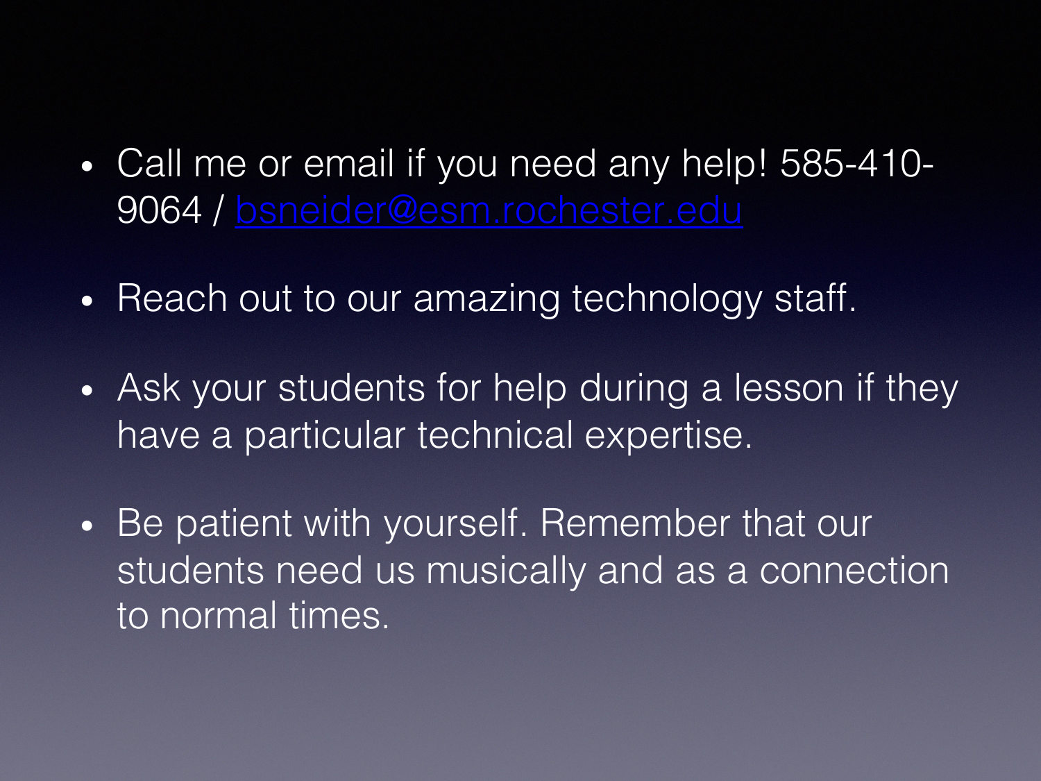- Call me or email if you need any help! 585-410-9064 / [bsneider@esm.rochester.edu](mailto:bsneider@esm.rochester.edu)
- Reach out to our amazing technology staff.
- Ask your students for help during a lesson if they have a particular technical expertise.
- Be patient with yourself. Remember that our students need us musically and as a connection to normal times.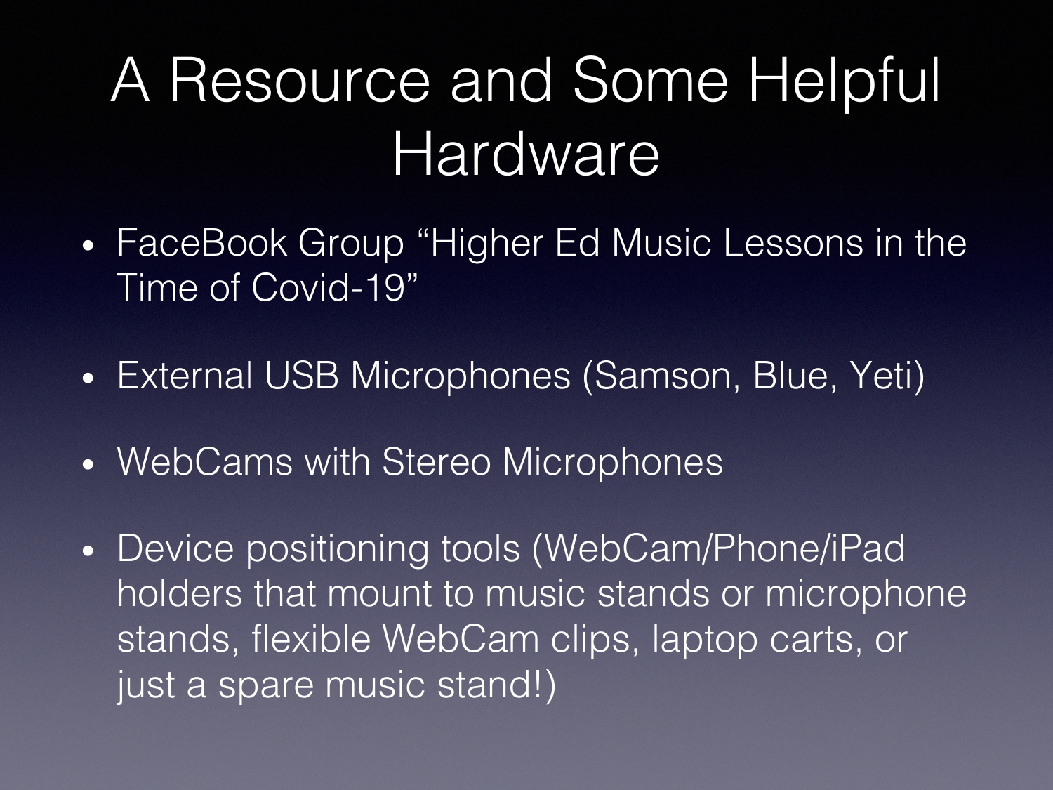# A Resource and Some Helpful Hardware

- FaceBook Group "Higher Ed Music Lessons in the Time of Covid-19"
- External USB Microphones (Samson, Blue, Yeti)
- WebCams with Stereo Microphones
- Device positioning tools (WebCam/Phone/iPad holders that mount to music stands or microphone stands, flexible WebCam clips, laptop carts, or just a spare music stand!)